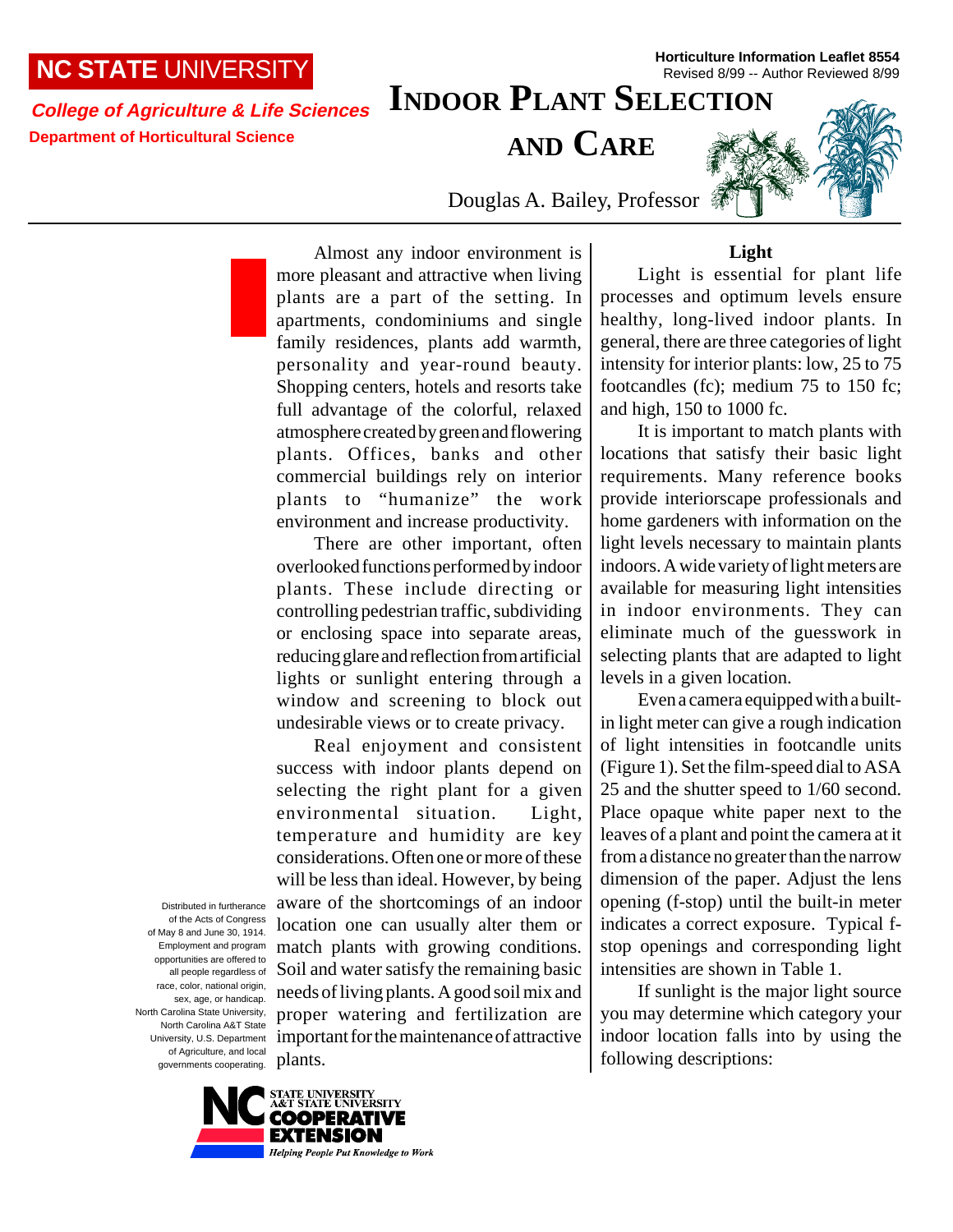NC STATE UNIVERSITY

**College of Agriculture & Life Sciences**

**Department of Horticultural Science**

**Horticulture Information Leaflet 8554**
Revised 8/99 -- Author Reviewed 8/99

# Indoor Plant Selection and Care

Douglas A. Bailey, Professor

Almost any indoor environment is more pleasant and attractive when living plants are a part of the setting. In apartments, condominiums and single family residences, plants add warmth, personality and year-round beauty. Shopping centers, hotels and resorts take full advantage of the colorful, relaxed atmosphere created by green and flowering plants. Offices, banks and other commercial buildings rely on interior plants to "humanize" the work environment and increase productivity.

There are other important, often overlooked functions performed by indoor plants. These include directing or controlling pedestrian traffic, subdividing or enclosing space into separate areas, reducing glare and reflection from artificial lights or sunlight entering through a window and screening to block out undesirable views or to create privacy.

Real enjoyment and consistent success with indoor plants depend on selecting the right plant for a given environmental situation. Light, temperature and humidity are key considerations. Often one or more of these will be less than ideal. However, by being aware of the shortcomings of an indoor location one can usually alter them or match plants with growing conditions. Soil and water satisfy the remaining basic needs of living plants. A good soil mix and proper watering and fertilization are important for the maintenance of attractive plants.

## Light

Light is essential for plant life processes and optimum levels ensure healthy, long-lived indoor plants. In general, there are three categories of light intensity for interior plants: low, 25 to 75 footcandles (fc); medium 75 to 150 fc; and high, 150 to 1000 fc.

It is important to match plants with locations that satisfy their basic light requirements. Many reference books provide interiorscape professionals and home gardeners with information on the light levels necessary to maintain plants indoors. A wide variety of light meters are available for measuring light intensities in indoor environments. They can eliminate much of the guesswork in selecting plants that are adapted to light levels in a given location.

Even a camera equipped with a built-in light meter can give a rough indication of light intensities in footcandle units (Figure 1). Set the film-speed dial to ASA 25 and the shutter speed to 1/60 second. Place opaque white paper next to the leaves of a plant and point the camera at it from a distance no greater than the narrow dimension of the paper. Adjust the lens opening (f-stop) until the built-in meter indicates a correct exposure. Typical f-stop openings and corresponding light intensities are shown in Table 1.

If sunlight is the major light source you may determine which category your indoor location falls into by using the following descriptions:

Distributed in furtherance of the Acts of Congress of May 8 and June 30, 1914. Employment and program opportunities are offered to all people regardless of race, color, national origin, sex, age, or handicap. North Carolina State University, North Carolina A&T State University, U.S. Department of Agriculture, and local governments cooperating.

NC State University A&T State University Cooperative Extension — Helping People Put Knowledge to Work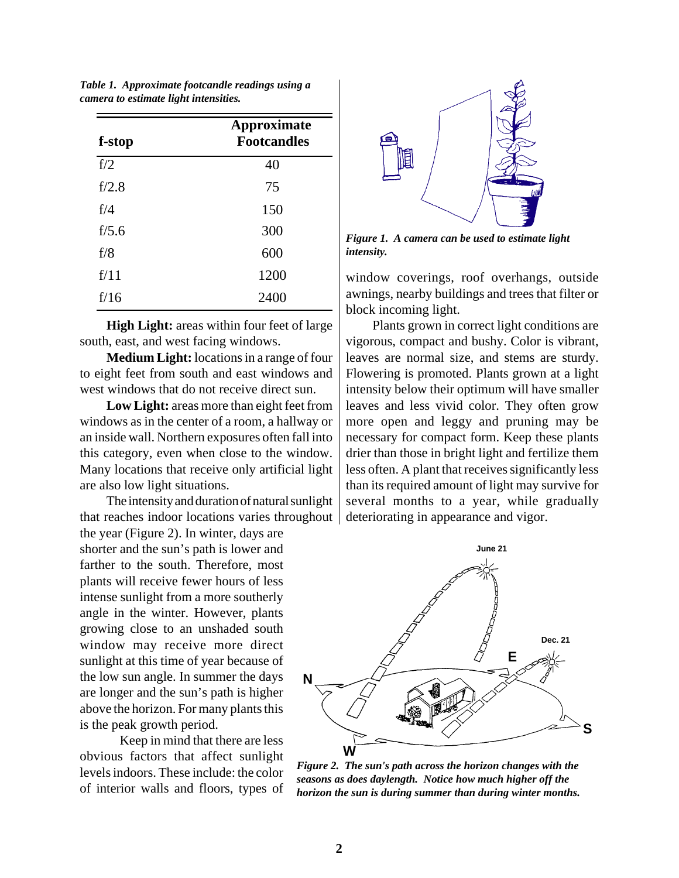*Table 1. Approximate footcandle readings using a camera to estimate light intensities.*

| f-stop | Approximate Footcandles |
|---|---|
| f/2 | 40 |
| f/2.8 | 75 |
| f/4 | 150 |
| f/5.6 | 300 |
| f/8 | 600 |
| f/11 | 1200 |
| f/16 | 2400 |

**High Light:** areas within four feet of large south, east, and west facing windows.

**Medium Light:** locations in a range of four to eight feet from south and east windows and west windows that do not receive direct sun.

**Low Light:** areas more than eight feet from windows as in the center of a room, a hallway or an inside wall. Northern exposures often fall into this category, even when close to the window. Many locations that receive only artificial light are also low light situations.

The intensity and duration of natural sunlight that reaches indoor locations varies throughout the year (Figure 2). In winter, days are shorter and the sun's path is lower and farther to the south. Therefore, most plants will receive fewer hours of less intense sunlight from a more southerly angle in the winter. However, plants growing close to an unshaded south window may receive more direct sunlight at this time of year because of the low sun angle. In summer the days are longer and the sun's path is higher above the horizon. For many plants this is the peak growth period.

Keep in mind that there are less obvious factors that affect sunlight levels indoors. These include: the color of interior walls and floors, types of window coverings, roof overhangs, outside awnings, nearby buildings and trees that filter or block incoming light.

*Figure 1. A camera can be used to estimate light intensity.*

Plants grown in correct light conditions are vigorous, compact and bushy. Color is vibrant, leaves are normal size, and stems are sturdy. Flowering is promoted. Plants grown at a light intensity below their optimum will have smaller leaves and less vivid color. They often grow more open and leggy and pruning may be necessary for compact form. Keep these plants drier than those in bright light and fertilize them less often. A plant that receives significantly less than its required amount of light may survive for several months to a year, while gradually deteriorating in appearance and vigor.

*Figure 2. The sun's path across the horizon changes with the seasons as does daylength. Notice how much higher off the horizon the sun is during summer than during winter months.*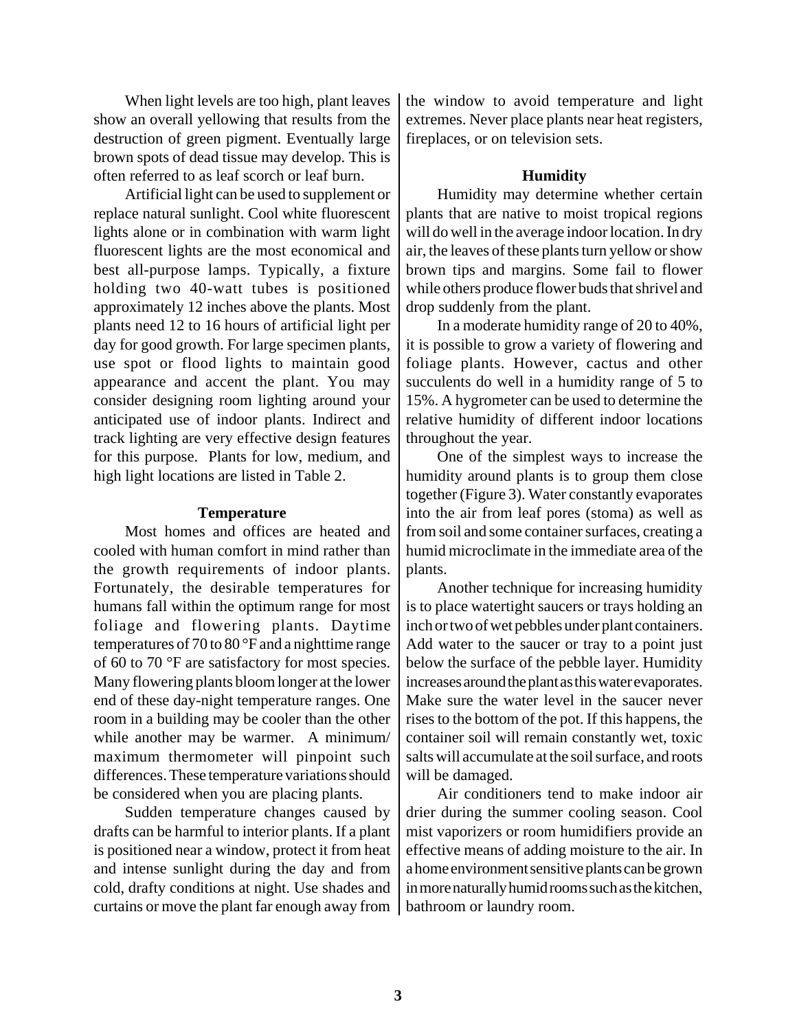When light levels are too high, plant leaves show an overall yellowing that results from the destruction of green pigment. Eventually large brown spots of dead tissue may develop. This is often referred to as leaf scorch or leaf burn.

Artificial light can be used to supplement or replace natural sunlight. Cool white fluorescent lights alone or in combination with warm light fluorescent lights are the most economical and best all-purpose lamps. Typically, a fixture holding two 40-watt tubes is positioned approximately 12 inches above the plants. Most plants need 12 to 16 hours of artificial light per day for good growth. For large specimen plants, use spot or flood lights to maintain good appearance and accent the plant. You may consider designing room lighting around your anticipated use of indoor plants. Indirect and track lighting are very effective design features for this purpose. Plants for low, medium, and high light locations are listed in Table 2.

### Temperature

Most homes and offices are heated and cooled with human comfort in mind rather than the growth requirements of indoor plants. Fortunately, the desirable temperatures for humans fall within the optimum range for most foliage and flowering plants. Daytime temperatures of 70 to 80 °F and a nighttime range of 60 to 70 °F are satisfactory for most species. Many flowering plants bloom longer at the lower end of these day-night temperature ranges. One room in a building may be cooler than the other while another may be warmer. A minimum/maximum thermometer will pinpoint such differences. These temperature variations should be considered when you are placing plants.

Sudden temperature changes caused by drafts can be harmful to interior plants. If a plant is positioned near a window, protect it from heat and intense sunlight during the day and from cold, drafty conditions at night. Use shades and curtains or move the plant far enough away from the window to avoid temperature and light extremes. Never place plants near heat registers, fireplaces, or on television sets.

### Humidity

Humidity may determine whether certain plants that are native to moist tropical regions will do well in the average indoor location. In dry air, the leaves of these plants turn yellow or show brown tips and margins. Some fail to flower while others produce flower buds that shrivel and drop suddenly from the plant.

In a moderate humidity range of 20 to 40%, it is possible to grow a variety of flowering and foliage plants. However, cactus and other succulents do well in a humidity range of 5 to 15%. A hygrometer can be used to determine the relative humidity of different indoor locations throughout the year.

One of the simplest ways to increase the humidity around plants is to group them close together (Figure 3). Water constantly evaporates into the air from leaf pores (stoma) as well as from soil and some container surfaces, creating a humid microclimate in the immediate area of the plants.

Another technique for increasing humidity is to place watertight saucers or trays holding an inch or two of wet pebbles under plant containers. Add water to the saucer or tray to a point just below the surface of the pebble layer. Humidity increases around the plant as this water evaporates. Make sure the water level in the saucer never rises to the bottom of the pot. If this happens, the container soil will remain constantly wet, toxic salts will accumulate at the soil surface, and roots will be damaged.

Air conditioners tend to make indoor air drier during the summer cooling season. Cool mist vaporizers or room humidifiers provide an effective means of adding moisture to the air. In a home environment sensitive plants can be grown in more naturally humid rooms such as the kitchen, bathroom or laundry room.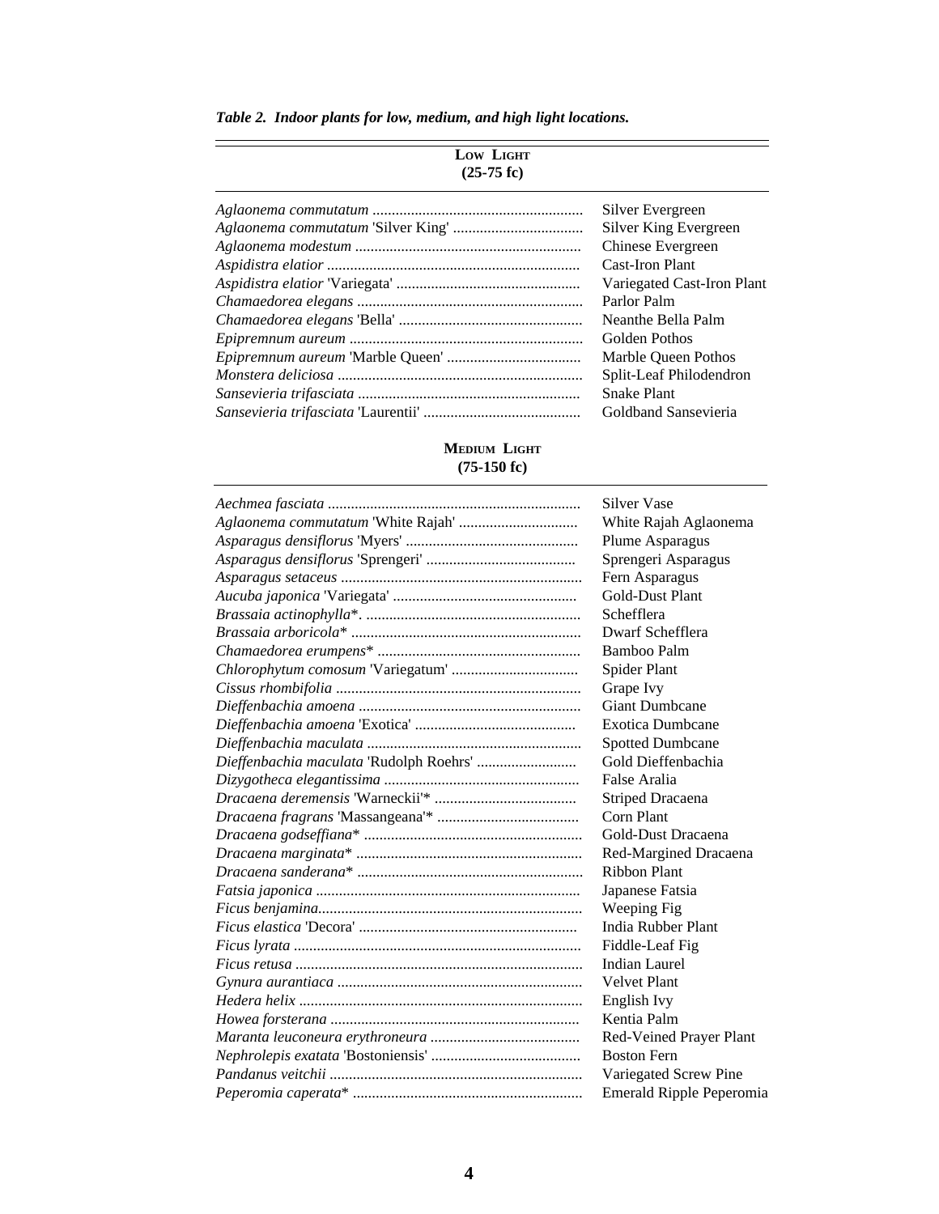***Table 2. Indoor plants for low, medium, and high light locations.***

| **LOW LIGHT (25-75 fc)** | |
|---|---|
| *Aglaonema commutatum* | Silver Evergreen |
| *Aglaonema commutatum* 'Silver King' | Silver King Evergreen |
| *Aglaonema modestum* | Chinese Evergreen |
| *Aspidistra elatior* | Cast-Iron Plant |
| *Aspidistra elatior* 'Variegata' | Variegated Cast-Iron Plant |
| *Chamaedorea elegans* | Parlor Palm |
| *Chamaedorea elegans* 'Bella' | Neanthe Bella Palm |
| *Epipremnum aureum* | Golden Pothos |
| *Epipremnum aureum* 'Marble Queen' | Marble Queen Pothos |
| *Monstera deliciosa* | Split-Leaf Philodendron |
| *Sansevieria trifasciata* | Snake Plant |
| *Sansevieria trifasciata* 'Laurentii' | Goldband Sansevieria |

| **MEDIUM LIGHT (75-150 fc)** | |
|---|---|
| *Aechmea fasciata* | Silver Vase |
| *Aglaonema commutatum* 'White Rajah' | White Rajah Aglaonema |
| *Asparagus densiflorus* 'Myers' | Plume Asparagus |
| *Asparagus densiflorus* 'Sprengeri' | Sprengeri Asparagus |
| *Asparagus setaceus* | Fern Asparagus |
| *Aucuba japonica* 'Variegata' | Gold-Dust Plant |
| *Brassaia actinophylla*\*. | Schefflera |
| *Brassaia arboricola*\* | Dwarf Schefflera |
| *Chamaedorea erumpens*\* | Bamboo Palm |
| *Chlorophytum comosum* 'Variegatum' | Spider Plant |
| *Cissus rhombifolia* | Grape Ivy |
| *Dieffenbachia amoena* | Giant Dumbcane |
| *Dieffenbachia amoena* 'Exotica' | Exotica Dumbcane |
| *Dieffenbachia maculata* | Spotted Dumbcane |
| *Dieffenbachia maculata* 'Rudolph Roehrs' | Gold Dieffenbachia |
| *Dizygotheca elegantissima* | False Aralia |
| *Dracaena deremensis* 'Warneckii'\* | Striped Dracaena |
| *Dracaena fragrans* 'Massangeana'\* | Corn Plant |
| *Dracaena godseffiana*\* | Gold-Dust Dracaena |
| *Dracaena marginata*\* | Red-Margined Dracaena |
| *Dracaena sanderana*\* | Ribbon Plant |
| *Fatsia japonica* | Japanese Fatsia |
| *Ficus benjamina* | Weeping Fig |
| *Ficus elastica* 'Decora' | India Rubber Plant |
| *Ficus lyrata* | Fiddle-Leaf Fig |
| *Ficus retusa* | Indian Laurel |
| *Gynura aurantiaca* | Velvet Plant |
| *Hedera helix* | English Ivy |
| *Howea forsterana* | Kentia Palm |
| *Maranta leuconeura erythroneura* | Red-Veined Prayer Plant |
| *Nephrolepis exatata* 'Bostoniensis' | Boston Fern |
| *Pandanus veitchii* | Variegated Screw Pine |
| *Peperomia caperata*\* | Emerald Ripple Peperomia |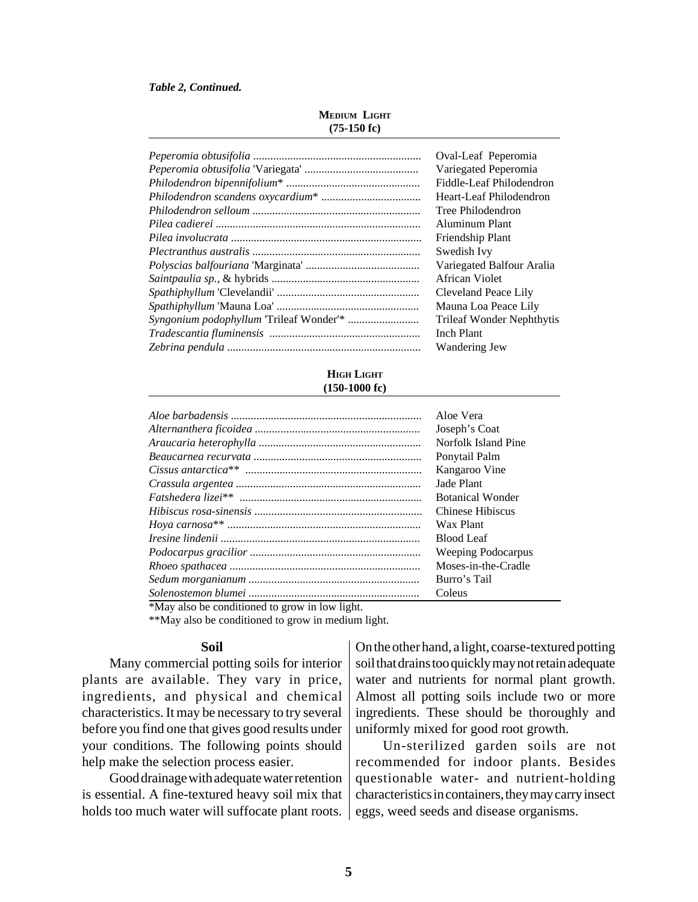***Table 2, Continued.***

| **Medium Light (75-150 fc)** | |
|---|---|
| *Peperomia obtusifolia* | Oval-Leaf Peperomia |
| *Peperomia obtusifolia* 'Variegata' | Variegated Peperomia |
| *Philodendron bipennifolium** | Fiddle-Leaf Philodendron |
| *Philodendron scandens oxycardium** | Heart-Leaf Philodendron |
| *Philodendron selloum* | Tree Philodendron |
| *Pilea cadierei* | Aluminum Plant |
| *Pilea involucrata* | Friendship Plant |
| *Plectranthus australis* | Swedish Ivy |
| *Polyscias balfouriana* 'Marginata' | Variegated Balfour Aralia |
| *Saintpaulia sp.,* & hybrids | African Violet |
| *Spathiphyllum* 'Clevelandii' | Cleveland Peace Lily |
| *Spathiphyllum* 'Mauna Loa' | Mauna Loa Peace Lily |
| *Syngonium podophyllum* 'Trileaf Wonder'* | Trileaf Wonder Nephthytis |
| *Tradescantia fluminensis* | Inch Plant |
| *Zebrina pendula* | Wandering Jew |

| **High Light (150-1000 fc)** | |
|---|---|
| *Aloe barbadensis* | Aloe Vera |
| *Alternanthera ficoidea* | Joseph's Coat |
| *Araucaria heterophylla* | Norfolk Island Pine |
| *Beaucarnea recurvata* | Ponytail Palm |
| *Cissus antarctica*** | Kangaroo Vine |
| *Crassula argentea* | Jade Plant |
| *Fatshedera lizei*** | Botanical Wonder |
| *Hibiscus rosa-sinensis* | Chinese Hibiscus |
| *Hoya carnosa*** | Wax Plant |
| *Iresine lindenii* | Blood Leaf |
| *Podocarpus gracilior* | Weeping Podocarpus |
| *Rhoeo spathacea* | Moses-in-the-Cradle |
| *Sedum morganianum* | Burro's Tail |
| *Solenostemon blumei* | Coleus |

*May also be conditioned to grow in low light.

**May also be conditioned to grow in medium light.

## Soil

Many commercial potting soils for interior plants are available. They vary in price, ingredients, and physical and chemical characteristics. It may be necessary to try several before you find one that gives good results under your conditions. The following points should help make the selection process easier.

Good drainage with adequate water retention is essential. A fine-textured heavy soil mix that holds too much water will suffocate plant roots. On the other hand, a light, coarse-textured potting soil that drains too quickly may not retain adequate water and nutrients for normal plant growth. Almost all potting soils include two or more ingredients. These should be thoroughly and uniformly mixed for good root growth.

Un-sterilized garden soils are not recommended for indoor plants. Besides questionable water- and nutrient-holding characteristics in containers, they may carry insect eggs, weed seeds and disease organisms.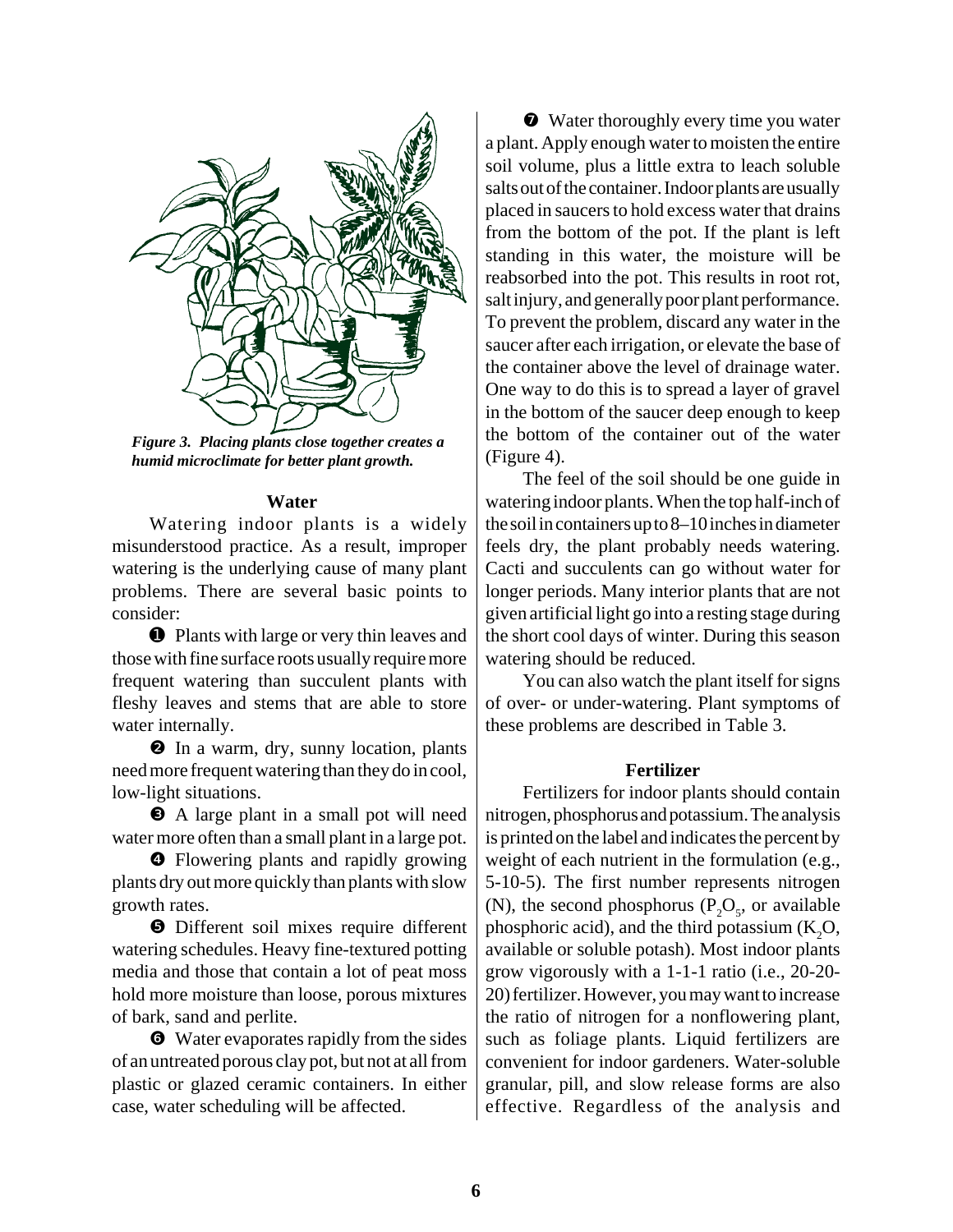*Figure 3. Placing plants close together creates a humid microclimate for better plant growth.*

### Water

Watering indoor plants is a widely misunderstood practice. As a result, improper watering is the underlying cause of many plant problems. There are several basic points to consider:

❶ Plants with large or very thin leaves and those with fine surface roots usually require more frequent watering than succulent plants with fleshy leaves and stems that are able to store water internally.

❷ In a warm, dry, sunny location, plants need more frequent watering than they do in cool, low-light situations.

❸ A large plant in a small pot will need water more often than a small plant in a large pot.

❹ Flowering plants and rapidly growing plants dry out more quickly than plants with slow growth rates.

❺ Different soil mixes require different watering schedules. Heavy fine-textured potting media and those that contain a lot of peat moss hold more moisture than loose, porous mixtures of bark, sand and perlite.

❻ Water evaporates rapidly from the sides of an untreated porous clay pot, but not at all from plastic or glazed ceramic containers. In either case, water scheduling will be affected.

❼ Water thoroughly every time you water a plant. Apply enough water to moisten the entire soil volume, plus a little extra to leach soluble salts out of the container. Indoor plants are usually placed in saucers to hold excess water that drains from the bottom of the pot. If the plant is left standing in this water, the moisture will be reabsorbed into the pot. This results in root rot, salt injury, and generally poor plant performance. To prevent the problem, discard any water in the saucer after each irrigation, or elevate the base of the container above the level of drainage water. One way to do this is to spread a layer of gravel in the bottom of the saucer deep enough to keep the bottom of the container out of the water (Figure 4).

The feel of the soil should be one guide in watering indoor plants. When the top half-inch of the soil in containers up to 8–10 inches in diameter feels dry, the plant probably needs watering. Cacti and succulents can go without water for longer periods. Many interior plants that are not given artificial light go into a resting stage during the short cool days of winter. During this season watering should be reduced.

You can also watch the plant itself for signs of over- or under-watering. Plant symptoms of these problems are described in Table 3.

### Fertilizer

Fertilizers for indoor plants should contain nitrogen, phosphorus and potassium. The analysis is printed on the label and indicates the percent by weight of each nutrient in the formulation (e.g., 5-10-5). The first number represents nitrogen (N), the second phosphorus ($P_2O_5$, or available phosphoric acid), and the third potassium ($K_2O$, available or soluble potash). Most indoor plants grow vigorously with a 1-1-1 ratio (i.e., 20-20-20) fertilizer. However, you may want to increase the ratio of nitrogen for a nonflowering plant, such as foliage plants. Liquid fertilizers are convenient for indoor gardeners. Water-soluble granular, pill, and slow release forms are also effective. Regardless of the analysis and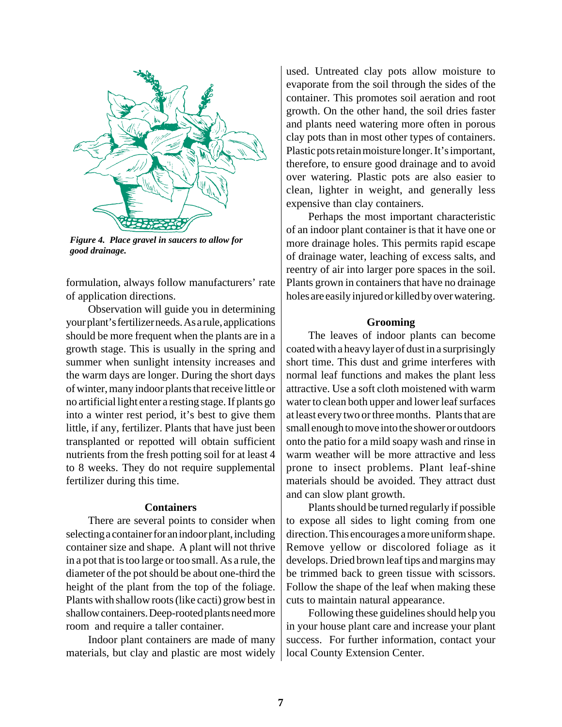*Figure 4. Place gravel in saucers to allow for good drainage.*

formulation, always follow manufacturers' rate of application directions.

Observation will guide you in determining your plant's fertilizer needs. As a rule, applications should be more frequent when the plants are in a growth stage. This is usually in the spring and summer when sunlight intensity increases and the warm days are longer. During the short days of winter, many indoor plants that receive little or no artificial light enter a resting stage. If plants go into a winter rest period, it's best to give them little, if any, fertilizer. Plants that have just been transplanted or repotted will obtain sufficient nutrients from the fresh potting soil for at least 4 to 8 weeks. They do not require supplemental fertilizer during this time.

### Containers

There are several points to consider when selecting a container for an indoor plant, including container size and shape. A plant will not thrive in a pot that is too large or too small. As a rule, the diameter of the pot should be about one-third the height of the plant from the top of the foliage. Plants with shallow roots (like cacti) grow best in shallow containers. Deep-rooted plants need more room and require a taller container.

Indoor plant containers are made of many materials, but clay and plastic are most widely used. Untreated clay pots allow moisture to evaporate from the soil through the sides of the container. This promotes soil aeration and root growth. On the other hand, the soil dries faster and plants need watering more often in porous clay pots than in most other types of containers. Plastic pots retain moisture longer. It's important, therefore, to ensure good drainage and to avoid over watering. Plastic pots are also easier to clean, lighter in weight, and generally less expensive than clay containers.

Perhaps the most important characteristic of an indoor plant container is that it have one or more drainage holes. This permits rapid escape of drainage water, leaching of excess salts, and reentry of air into larger pore spaces in the soil. Plants grown in containers that have no drainage holes are easily injured or killed by over watering.

### Grooming

The leaves of indoor plants can become coated with a heavy layer of dust in a surprisingly short time. This dust and grime interferes with normal leaf functions and makes the plant less attractive. Use a soft cloth moistened with warm water to clean both upper and lower leaf surfaces at least every two or three months. Plants that are small enough to move into the shower or outdoors onto the patio for a mild soapy wash and rinse in warm weather will be more attractive and less prone to insect problems. Plant leaf-shine materials should be avoided. They attract dust and can slow plant growth.

Plants should be turned regularly if possible to expose all sides to light coming from one direction. This encourages a more uniform shape. Remove yellow or discolored foliage as it develops. Dried brown leaf tips and margins may be trimmed back to green tissue with scissors. Follow the shape of the leaf when making these cuts to maintain natural appearance.

Following these guidelines should help you in your house plant care and increase your plant success. For further information, contact your local County Extension Center.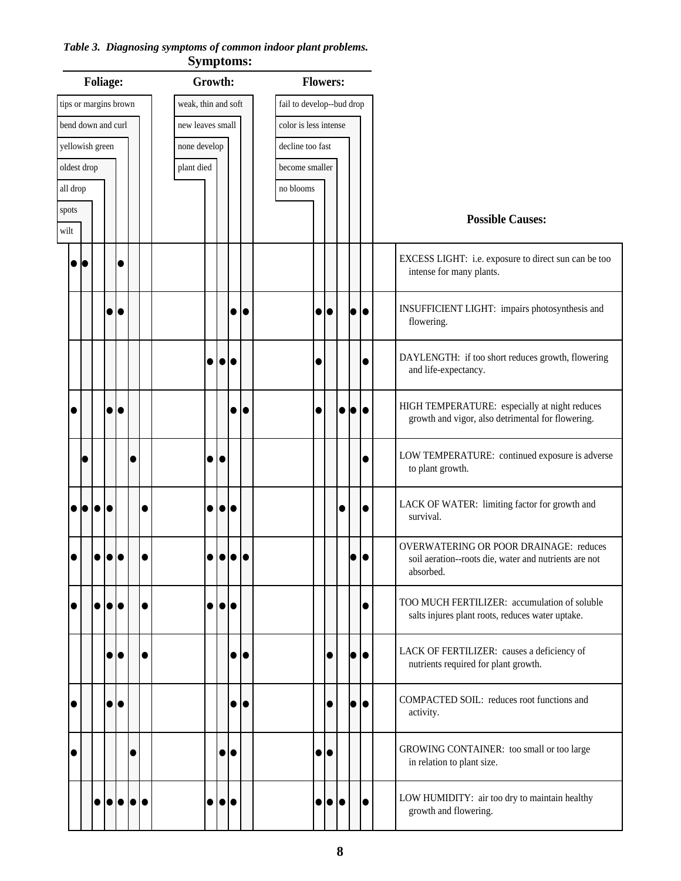*Table 3. Diagnosing symptoms of common indoor plant problems.*

| Foliage: tips or margins brown | Foliage: bend down and curl | Foliage: yellowish green | Foliage: oldest drop | Foliage: all drop | Foliage: spots | Foliage: wilt | Growth: weak, thin and soft | Growth: new leaves small | Growth: none develop | Growth: plant died | Flowers: fail to develop--bud drop | Flowers: color is less intense | Flowers: decline too fast | Flowers: become smaller | Flowers: no blooms | Possible Causes |
|---|---|---|---|---|---|---|---|---|---|---|---|---|---|---|---|---|
| | | ● | | | ● | ● | | | | | | | | | | EXCESS LIGHT: i.e. exposure to direct sun can be too intense for many plants. |
| | | ● | ● | | | | ● | ● | | | ● | ● | | ● | ● | INSUFFICIENT LIGHT: impairs photosynthesis and flowering. |
| | | | | | | | | ● | ● | ● | ● | | | | ● | DAYLENGTH: if too short reduces growth, flowering and life-expectancy. |
| | | ● | ● | | | ● | ● | ● | | | ● | ● | ● | | ● | HIGH TEMPERATURE: especially at night reduces growth and vigor, also detrimental for flowering. |
| | ● | | | | ● | | | | ● | ● | ● | | | | | LOW TEMPERATURE: continued exposure is adverse to plant growth. |
| ● | | | ● | ● | ● | ● | | ● | ● | ● | ● | | ● | | | LACK OF WATER: limiting factor for growth and survival. |
| ● | | ● | ● | ● | | ● | ● | ● | ● | ● | ● | ● | | | | OVERWATERING OR POOR DRAINAGE: reduces soil aeration--roots die, water and nutrients are not absorbed. |
| ● | | ● | ● | ● | | ● | | ● | ● | ● | ● | | | | | TOO MUCH FERTILIZER: accumulation of soluble salts injures plant roots, reduces water uptake. |
| ● | | ● | ● | | | | ● | ● | | | ● | ● | | ● | | LACK OF FERTILIZER: causes a deficiency of nutrients required for plant growth. |
| | | ● | ● | | | ● | ● | ● | | | ● | ● | | ● | | COMPACTED SOIL: reduces root functions and activity. |
| | ● | | | | | ● | | ● | ● | | | | | ● | ● | GROWING CONTAINER: too small or too large in relation to plant size. |
| ● | ● | ● | ● | ● | | | | ● | ● | ● | ● | | ● | ● | ● | LOW HUMIDITY: air too dry to maintain healthy growth and flowering. |